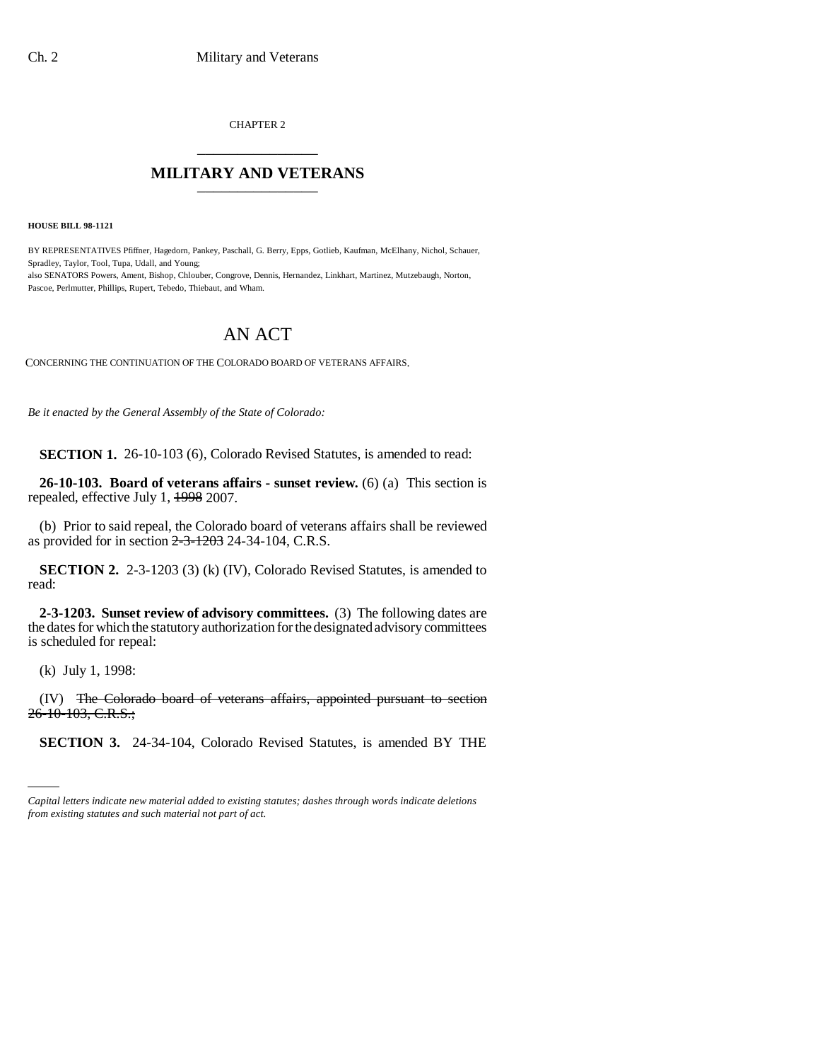CHAPTER 2

# MILITARY AND VETERANS

**HOUSE BILL 98-1121**

BY REPRESENTATIVES Pfiffner, Hagedorn, Pankey, Paschall, G. Berry, Epps, Gotlieb, Kaufman, McElhany, Nichol, Schauer, Spradley, Taylor, Tool, Tupa, Udall, and Young;
also SENATORS Powers, Ament, Bishop, Chlouber, Congrove, Dennis, Hernandez, Linkhart, Martinez, Mutzebaugh, Norton, Pascoe, Perlmutter, Phillips, Rupert, Tebedo, Thiebaut, and Wham.

# AN ACT

CONCERNING THE CONTINUATION OF THE COLORADO BOARD OF VETERANS AFFAIRS.

*Be it enacted by the General Assembly of the State of Colorado:*

**SECTION 1.** 26-10-103 (6), Colorado Revised Statutes, is amended to read:

**26-10-103. Board of veterans affairs - sunset review.** (6) (a) This section is repealed, effective July 1, ~~1998~~ 2007.

(b) Prior to said repeal, the Colorado board of veterans affairs shall be reviewed as provided for in section ~~2-3-1203~~ 24-34-104, C.R.S.

**SECTION 2.** 2-3-1203 (3) (k) (IV), Colorado Revised Statutes, is amended to read:

**2-3-1203. Sunset review of advisory committees.** (3) The following dates are the dates for which the statutory authorization for the designated advisory committees is scheduled for repeal:

(k) July 1, 1998:

(IV) ~~The Colorado board of veterans affairs, appointed pursuant to section 26-10-103, C.R.S.;~~

**SECTION 3.** 24-34-104, Colorado Revised Statutes, is amended BY THE

*Capital letters indicate new material added to existing statutes; dashes through words indicate deletions from existing statutes and such material not part of act.*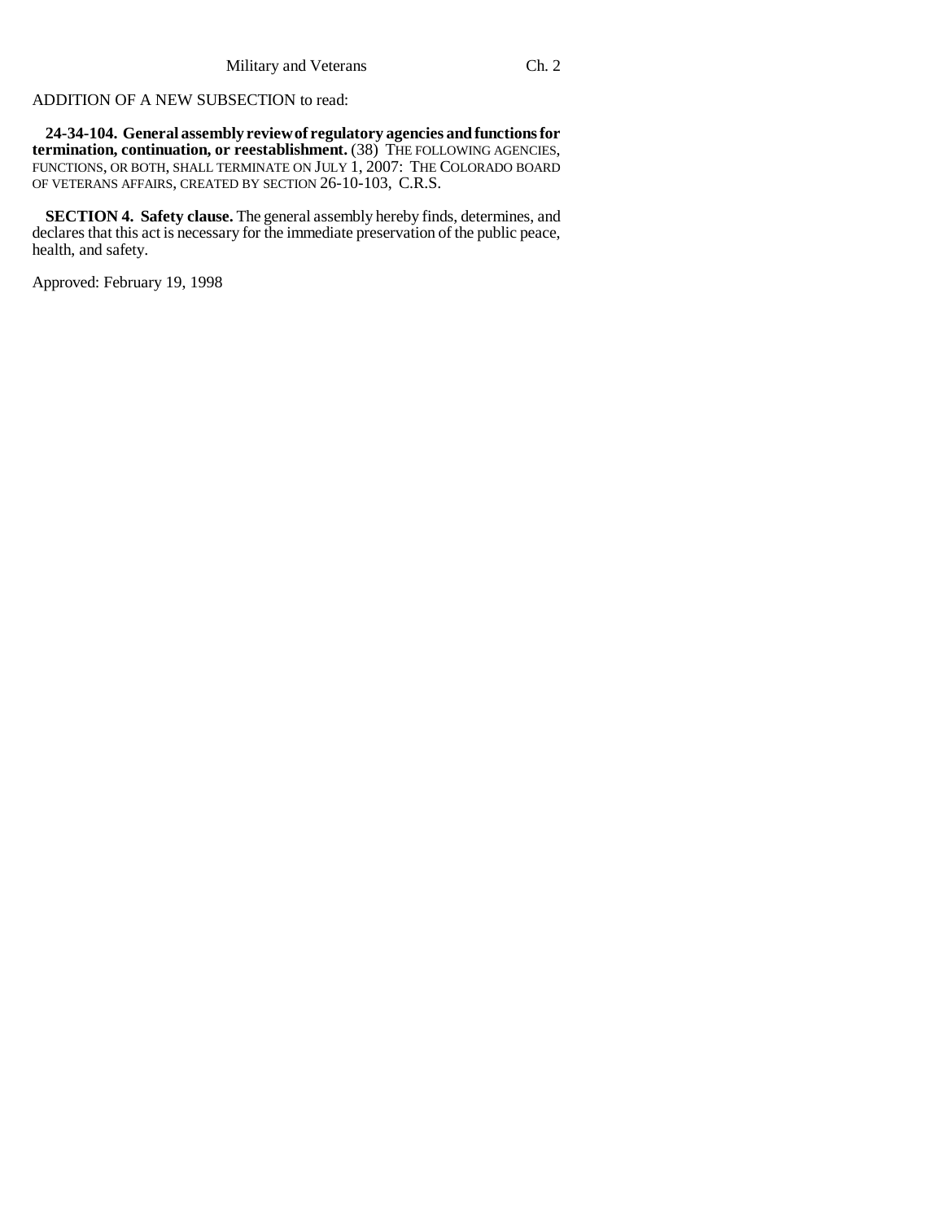ADDITION OF A NEW SUBSECTION to read:

**24-34-104. General assembly review of regulatory agencies and functions for termination, continuation, or reestablishment.** (38) THE FOLLOWING AGENCIES, FUNCTIONS, OR BOTH, SHALL TERMINATE ON JULY 1, 2007: THE COLORADO BOARD OF VETERANS AFFAIRS, CREATED BY SECTION 26-10-103, C.R.S.

**SECTION 4. Safety clause.** The general assembly hereby finds, determines, and declares that this act is necessary for the immediate preservation of the public peace, health, and safety.

Approved: February 19, 1998